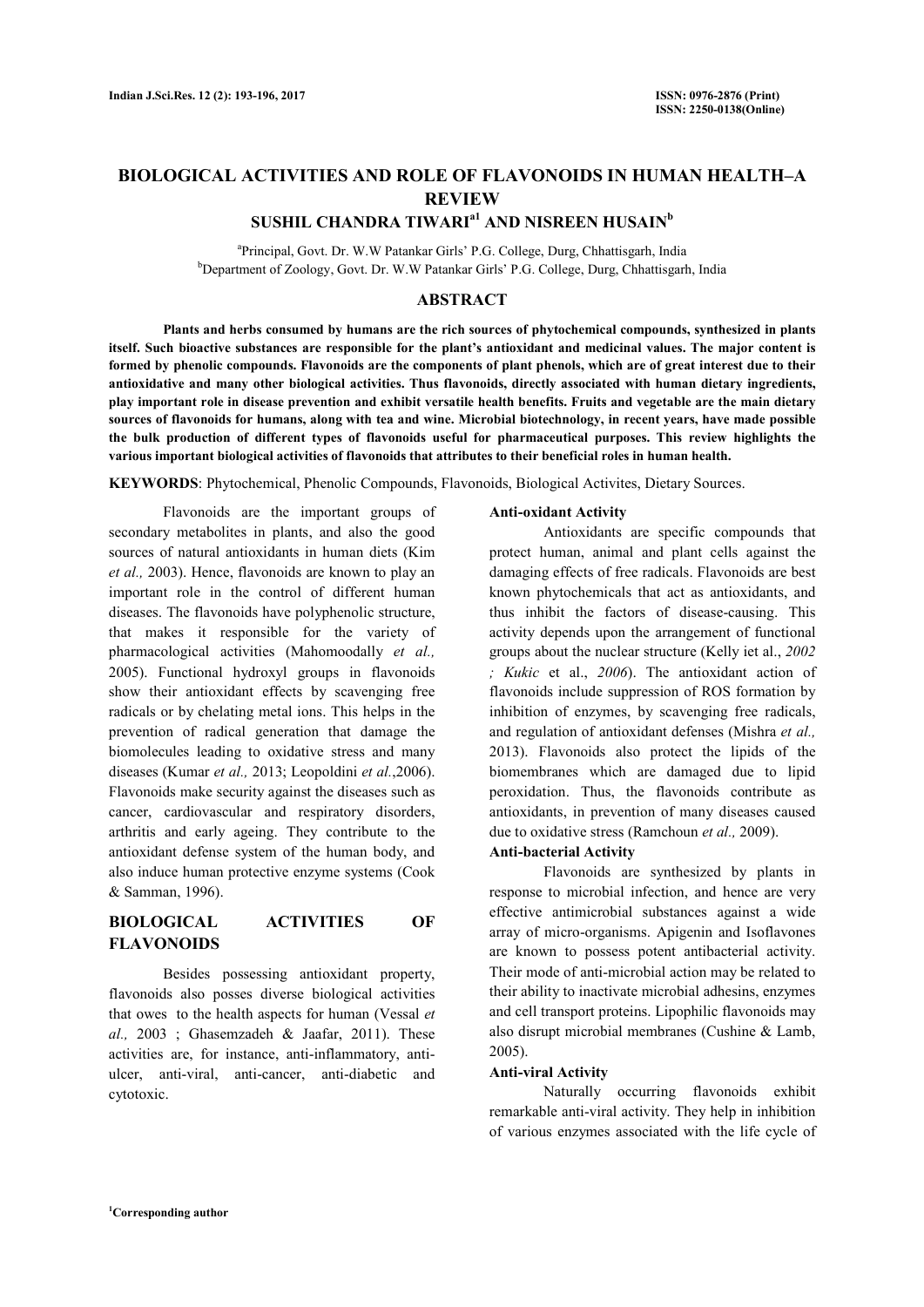# BIOLOGICAL ACTIVITIES AND ROLE OF FLAVONOIDS IN HUMAN HEALTH–A REVIEW

**SUSHIL CHANDRA TIWARI[a1] AND NISREEN HUSAIN[b]**

[a]Principal, Govt. Dr. W.W Patankar Girls' P.G. College, Durg, Chhattisgarh, India
[b]Department of Zoology, Govt. Dr. W.W Patankar Girls' P.G. College, Durg, Chhattisgarh, India

## ABSTRACT

**Plants and herbs consumed by humans are the rich sources of phytochemical compounds, synthesized in plants itself. Such bioactive substances are responsible for the plant's antioxidant and medicinal values. The major content is formed by phenolic compounds. Flavonoids are the components of plant phenols, which are of great interest due to their antioxidative and many other biological activities. Thus flavonoids, directly associated with human dietary ingredients, play important role in disease prevention and exhibit versatile health benefits. Fruits and vegetable are the main dietary sources of flavonoids for humans, along with tea and wine. Microbial biotechnology, in recent years, have made possible the bulk production of different types of flavonoids useful for pharmaceutical purposes. This review highlights the various important biological activities of flavonoids that attributes to their beneficial roles in human health.**

**KEYWORDS**: Phytochemical, Phenolic Compounds, Flavonoids, Biological Activites, Dietary Sources.

Flavonoids are the important groups of secondary metabolites in plants, and also the good sources of natural antioxidants in human diets (Kim *et al.,* 2003). Hence, flavonoids are known to play an important role in the control of different human diseases. The flavonoids have polyphenolic structure, that makes it responsible for the variety of pharmacological activities (Mahomoodally *et al.,* 2005). Functional hydroxyl groups in flavonoids show their antioxidant effects by scavenging free radicals or by chelating metal ions. This helps in the prevention of radical generation that damage the biomolecules leading to oxidative stress and many diseases (Kumar *et al.,* 2013; Leopoldini *et al.*,2006). Flavonoids make security against the diseases such as cancer, cardiovascular and respiratory disorders, arthritis and early ageing. They contribute to the antioxidant defense system of the human body, and also induce human protective enzyme systems (Cook & Samman, 1996).

## BIOLOGICAL ACTIVITIES OF FLAVONOIDS

Besides possessing antioxidant property, flavonoids also posses diverse biological activities that owes to the health aspects for human (Vessal *et al.,* 2003 ; Ghasemzadeh & Jaafar, 2011). These activities are, for instance, anti-inflammatory, anti-ulcer, anti-viral, anti-cancer, anti-diabetic and cytotoxic.

### Anti-oxidant Activity

Antioxidants are specific compounds that protect human, animal and plant cells against the damaging effects of free radicals. Flavonoids are best known phytochemicals that act as antioxidants, and thus inhibit the factors of disease-causing. This activity depends upon the arrangement of functional groups about the nuclear structure (Kelly iet al., *2002 ; Kukic* et al., *2006*). The antioxidant action of flavonoids include suppression of ROS formation by inhibition of enzymes, by scavenging free radicals, and regulation of antioxidant defenses (Mishra *et al.,* 2013). Flavonoids also protect the lipids of the biomembranes which are damaged due to lipid peroxidation. Thus, the flavonoids contribute as antioxidants, in prevention of many diseases caused due to oxidative stress (Ramchoun *et al.,* 2009).

### Anti-bacterial Activity

Flavonoids are synthesized by plants in response to microbial infection, and hence are very effective antimicrobial substances against a wide array of micro-organisms. Apigenin and Isoflavones are known to possess potent antibacterial activity. Their mode of anti-microbial action may be related to their ability to inactivate microbial adhesins, enzymes and cell transport proteins. Lipophilic flavonoids may also disrupt microbial membranes (Cushine & Lamb, 2005).

### Anti-viral Activity

Naturally occurring flavonoids exhibit remarkable anti-viral activity. They help in inhibition of various enzymes associated with the life cycle of

[1]Corresponding author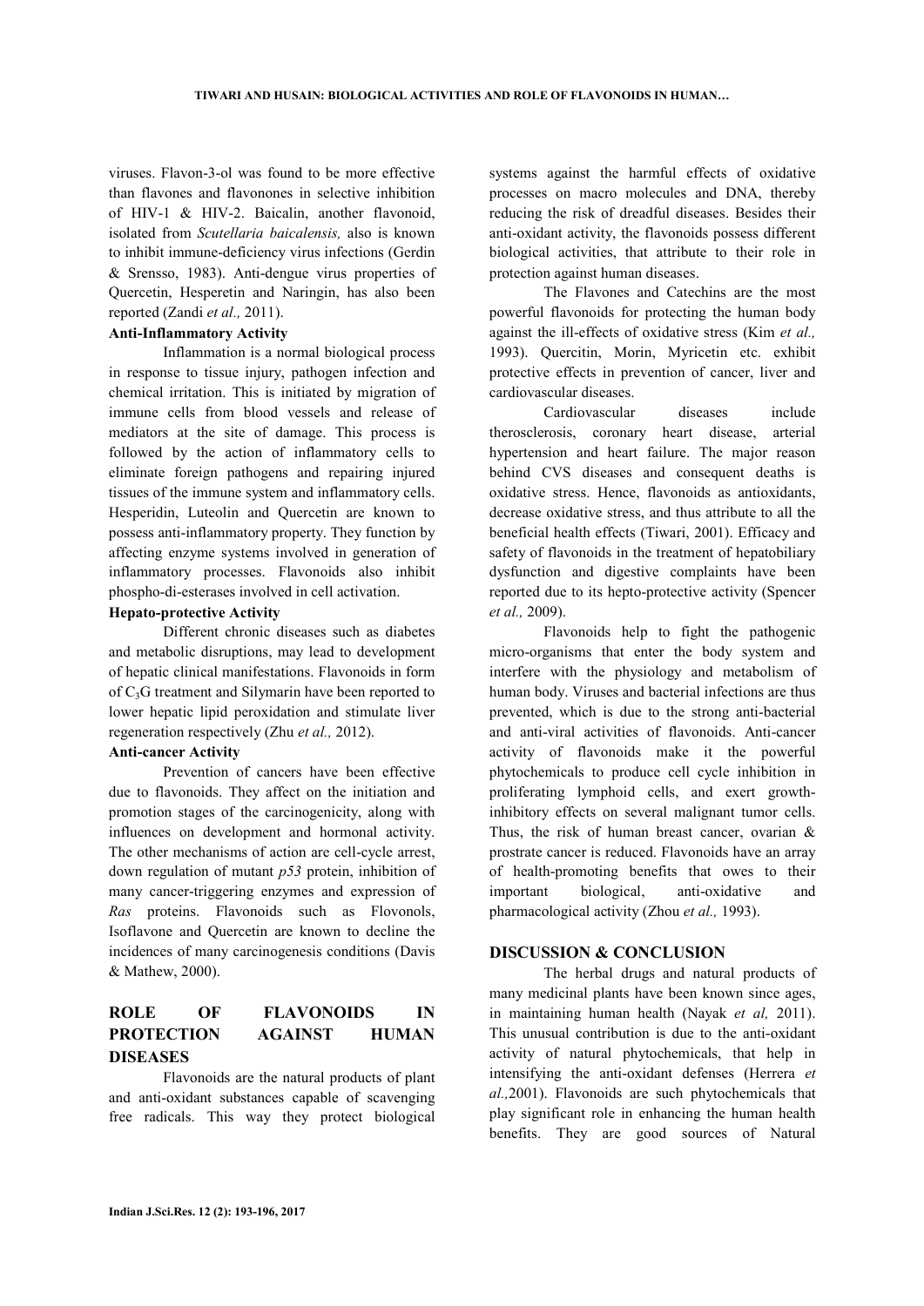viruses. Flavon-3-ol was found to be more effective than flavones and flavonones in selective inhibition of HIV-1 & HIV-2. Baicalin, another flavonoid, isolated from *Scutellaria baicalensis,* also is known to inhibit immune-deficiency virus infections (Gerdin & Srensso, 1983). Anti-dengue virus properties of Quercetin, Hesperetin and Naringin, has also been reported (Zandi *et al.,* 2011).

**Anti-Inflammatory Activity**

Inflammation is a normal biological process in response to tissue injury, pathogen infection and chemical irritation. This is initiated by migration of immune cells from blood vessels and release of mediators at the site of damage. This process is followed by the action of inflammatory cells to eliminate foreign pathogens and repairing injured tissues of the immune system and inflammatory cells. Hesperidin, Luteolin and Quercetin are known to possess anti-inflammatory property. They function by affecting enzyme systems involved in generation of inflammatory processes. Flavonoids also inhibit phospho-di-esterases involved in cell activation.

**Hepato-protective Activity**

Different chronic diseases such as diabetes and metabolic disruptions, may lead to development of hepatic clinical manifestations. Flavonoids in form of $C_3G$ treatment and Silymarin have been reported to lower hepatic lipid peroxidation and stimulate liver regeneration respectively (Zhu *et al.,* 2012).

**Anti-cancer Activity**

Prevention of cancers have been effective due to flavonoids. They affect on the initiation and promotion stages of the carcinogenicity, along with influences on development and hormonal activity. The other mechanisms of action are cell-cycle arrest, down regulation of mutant *p53* protein, inhibition of many cancer-triggering enzymes and expression of *Ras* proteins. Flavonoids such as Flovonols, Isoflavone and Quercetin are known to decline the incidences of many carcinogenesis conditions (Davis & Mathew, 2000).

## ROLE OF FLAVONOIDS IN PROTECTION AGAINST HUMAN DISEASES

Flavonoids are the natural products of plant and anti-oxidant substances capable of scavenging free radicals. This way they protect biological systems against the harmful effects of oxidative processes on macro molecules and DNA, thereby reducing the risk of dreadful diseases. Besides their anti-oxidant activity, the flavonoids possess different biological activities, that attribute to their role in protection against human diseases.

The Flavones and Catechins are the most powerful flavonoids for protecting the human body against the ill-effects of oxidative stress (Kim *et al.,* 1993). Quercitin, Morin, Myricetin etc. exhibit protective effects in prevention of cancer, liver and cardiovascular diseases.

Cardiovascular diseases include therosclerosis, coronary heart disease, arterial hypertension and heart failure. The major reason behind CVS diseases and consequent deaths is oxidative stress. Hence, flavonoids as antioxidants, decrease oxidative stress, and thus attribute to all the beneficial health effects (Tiwari, 2001). Efficacy and safety of flavonoids in the treatment of hepatobiliary dysfunction and digestive complaints have been reported due to its hepto-protective activity (Spencer *et al.,* 2009).

Flavonoids help to fight the pathogenic micro-organisms that enter the body system and interfere with the physiology and metabolism of human body. Viruses and bacterial infections are thus prevented, which is due to the strong anti-bacterial and anti-viral activities of flavonoids. Anti-cancer activity of flavonoids make it the powerful phytochemicals to produce cell cycle inhibition in proliferating lymphoid cells, and exert growth-inhibitory effects on several malignant tumor cells. Thus, the risk of human breast cancer, ovarian & prostrate cancer is reduced. Flavonoids have an array of health-promoting benefits that owes to their important biological, anti-oxidative and pharmacological activity (Zhou *et al.,* 1993).

## DISCUSSION & CONCLUSION

The herbal drugs and natural products of many medicinal plants have been known since ages, in maintaining human health (Nayak *et al,* 2011). This unusual contribution is due to the anti-oxidant activity of natural phytochemicals, that help in intensifying the anti-oxidant defenses (Herrera *et al.,*2001). Flavonoids are such phytochemicals that play significant role in enhancing the human health benefits. They are good sources of Natural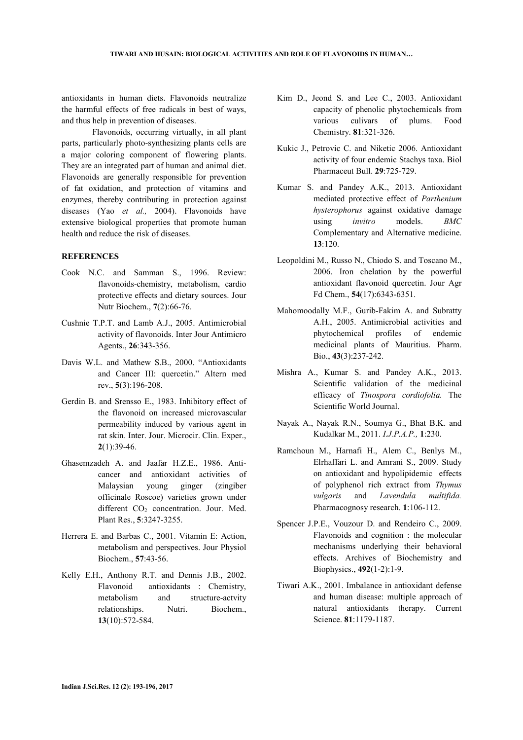antioxidants in human diets. Flavonoids neutralize the harmful effects of free radicals in best of ways, and thus help in prevention of diseases.

Flavonoids, occurring virtually, in all plant parts, particularly photo-synthesizing plants cells are a major coloring component of flowering plants. They are an integrated part of human and animal diet. Flavonoids are generally responsible for prevention of fat oxidation, and protection of vitamins and enzymes, thereby contributing in protection against diseases (Yao *et al.,* 2004). Flavonoids have extensive biological properties that promote human health and reduce the risk of diseases.

## REFERENCES

Cook N.C. and Samman S., 1996. Review: flavonoids-chemistry, metabolism, cardio protective effects and dietary sources. Jour Nutr Biochem., **7**(2):66-76.

Cushnie T.P.T. and Lamb A.J., 2005. Antimicrobial activity of flavonoids. Inter Jour Antimicro Agents., **26**:343-356.

Davis W.L. and Mathew S.B., 2000. "Antioxidants and Cancer III: quercetin." Altern med rev., **5**(3):196-208.

Gerdin B. and Srensso E., 1983. Inhibitory effect of the flavonoid on increased microvascular permeability induced by various agent in rat skin. Inter. Jour. Microcir. Clin. Exper., **2**(1):39-46.

Ghasemzadeh A. and Jaafar H.Z.E., 1986. Anti-cancer and antioxidant activities of Malaysian young ginger (zingiber officinale Roscoe) varieties grown under different $CO_2$ concentration. Jour. Med. Plant Res., **5**:3247-3255.

Herrera E. and Barbas C., 2001. Vitamin E: Action, metabolism and perspectives. Jour Physiol Biochem., **57**:43-56.

Kelly E.H., Anthony R.T. and Dennis J.B., 2002. Flavonoid antioxidants : Chemistry, metabolism and structure-actvity relationships. Nutri. Biochem., **13**(10):572-584.

Kim D., Jeond S. and Lee C., 2003. Antioxidant capacity of phenolic phytochemicals from various culivars of plums. Food Chemistry. **81**:321-326.

Kukic J., Petrovic C. and Niketic 2006. Antioxidant activity of four endemic Stachys taxa. Biol Pharmaceut Bull. **29**:725-729.

Kumar S. and Pandey A.K., 2013. Antioxidant mediated protective effect of *Parthenium hysterophorus* against oxidative damage using *invitro* models. *BMC* Complementary and Alternative medicine. **13**:120.

Leopoldini M., Russo N., Chiodo S. and Toscano M., 2006. Iron chelation by the powerful antioxidant flavonoid quercetin. Jour Agr Fd Chem., **54**(17):6343-6351.

Mahomoodally M.F., Gurib-Fakim A. and Subratty A.H., 2005. Antimicrobial activities and phytochemical profiles of endemic medicinal plants of Mauritius. Pharm. Bio., **43**(3):237-242.

Mishra A., Kumar S. and Pandey A.K., 2013. Scientific validation of the medicinal efficacy of *Tinospora cordiofolia.* The Scientific World Journal.

Nayak A., Nayak R.N., Soumya G., Bhat B.K. and Kudalkar M., 2011. *I.J.P.A.P.,* **1**:230.

Ramchoun M., Harnafi H., Alem C., Benlys M., Elrhaffari L. and Amrani S., 2009. Study on antioxidant and hypolipidemic effects of polyphenol rich extract from *Thymus vulgaris* and *Lavendula multifida.* Pharmacognosy research. **1**:106-112.

Spencer J.P.E., Vouzour D. and Rendeiro C., 2009. Flavonoids and cognition : the molecular mechanisms underlying their behavioral effects. Archives of Biochemistry and Biophysics., **492**(1-2):1-9.

Tiwari A.K., 2001. Imbalance in antioxidant defense and human disease: multiple approach of natural antioxidants therapy. Current Science. **81**:1179-1187.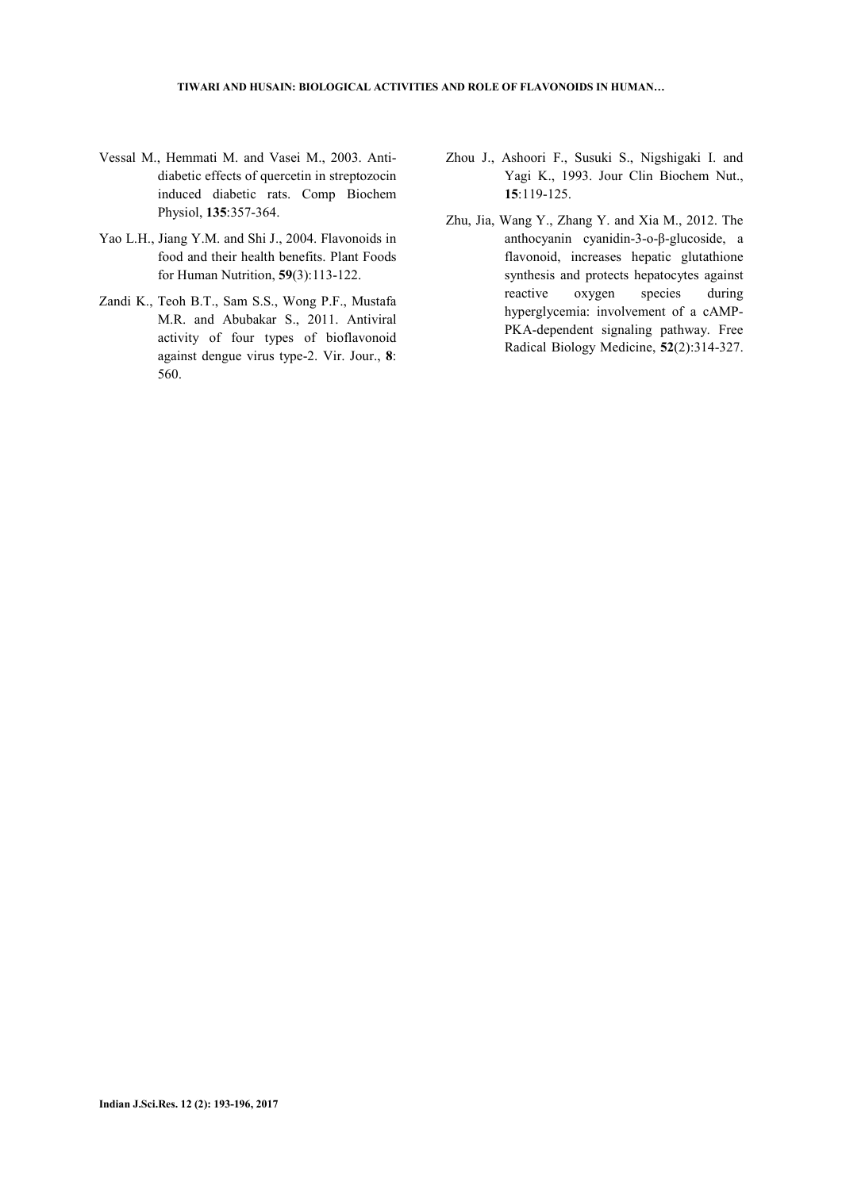Vessal M., Hemmati M. and Vasei M., 2003. Anti-diabetic effects of quercetin in streptozocin induced diabetic rats. Comp Biochem Physiol, **135**:357-364.

Yao L.H., Jiang Y.M. and Shi J., 2004. Flavonoids in food and their health benefits. Plant Foods for Human Nutrition, **59**(3):113-122.

Zandi K., Teoh B.T., Sam S.S., Wong P.F., Mustafa M.R. and Abubakar S., 2011. Antiviral activity of four types of bioflavonoid against dengue virus type-2. Vir. Jour., **8**: 560.

Zhou J., Ashoori F., Susuki S., Nigshigaki I. and Yagi K., 1993. Jour Clin Biochem Nut., **15**:119-125.

Zhu, Jia, Wang Y., Zhang Y. and Xia M., 2012. The anthocyanin cyanidin-3-o-β-glucoside, a flavonoid, increases hepatic glutathione synthesis and protects hepatocytes against reactive oxygen species during hyperglycemia: involvement of a cAMP-PKA-dependent signaling pathway. Free Radical Biology Medicine, **52**(2):314-327.